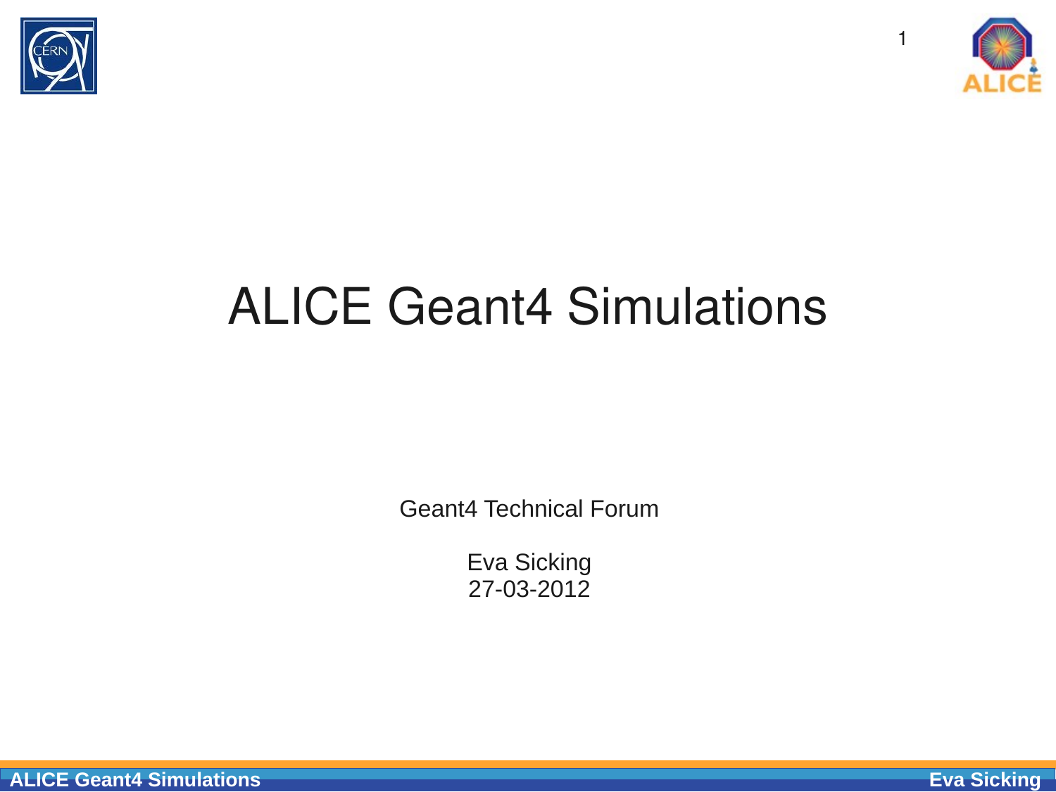# ALICE Geant4 Simulations

Geant4 Technical Forum

Eva Sicking
27-03-2012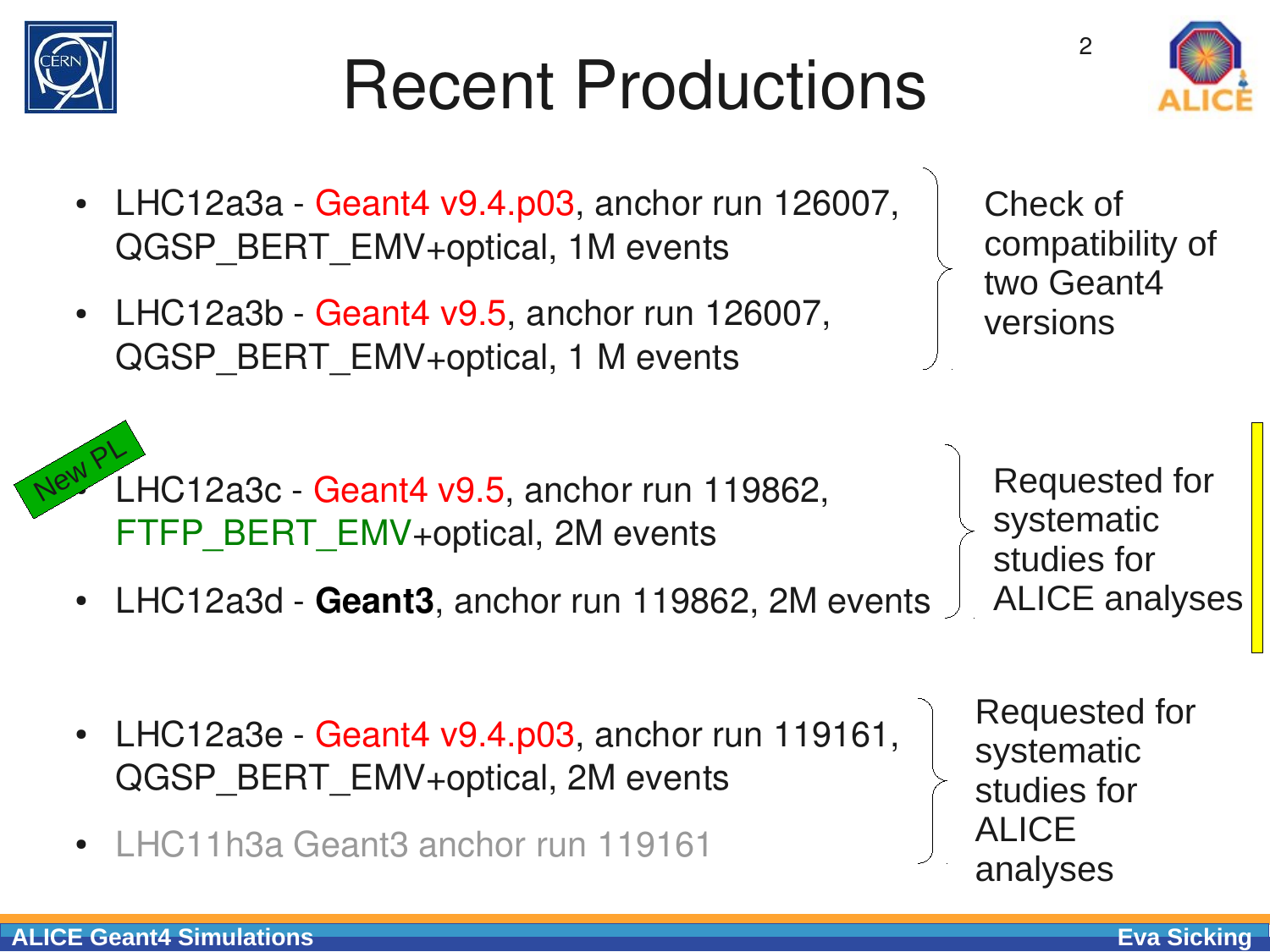# Recent Productions

- LHC12a3a - Geant4 v9.4.p03, anchor run 126007, QGSP_BERT_EMV+optical, 1M events
- LHC12a3b - Geant4 v9.5, anchor run 126007, QGSP_BERT_EMV+optical, 1 M events

Check of compatibility of two Geant4 versions

New PL

- LHC12a3c - Geant4 v9.5, anchor run 119862, FTFP_BERT_EMV+optical, 2M events
- LHC12a3d - **Geant3**, anchor run 119862, 2M events

Requested for systematic studies for ALICE analyses

- LHC12a3e - Geant4 v9.4.p03, anchor run 119161, QGSP_BERT_EMV+optical, 2M events
- LHC11h3a Geant3 anchor run 119161

Requested for systematic studies for ALICE analyses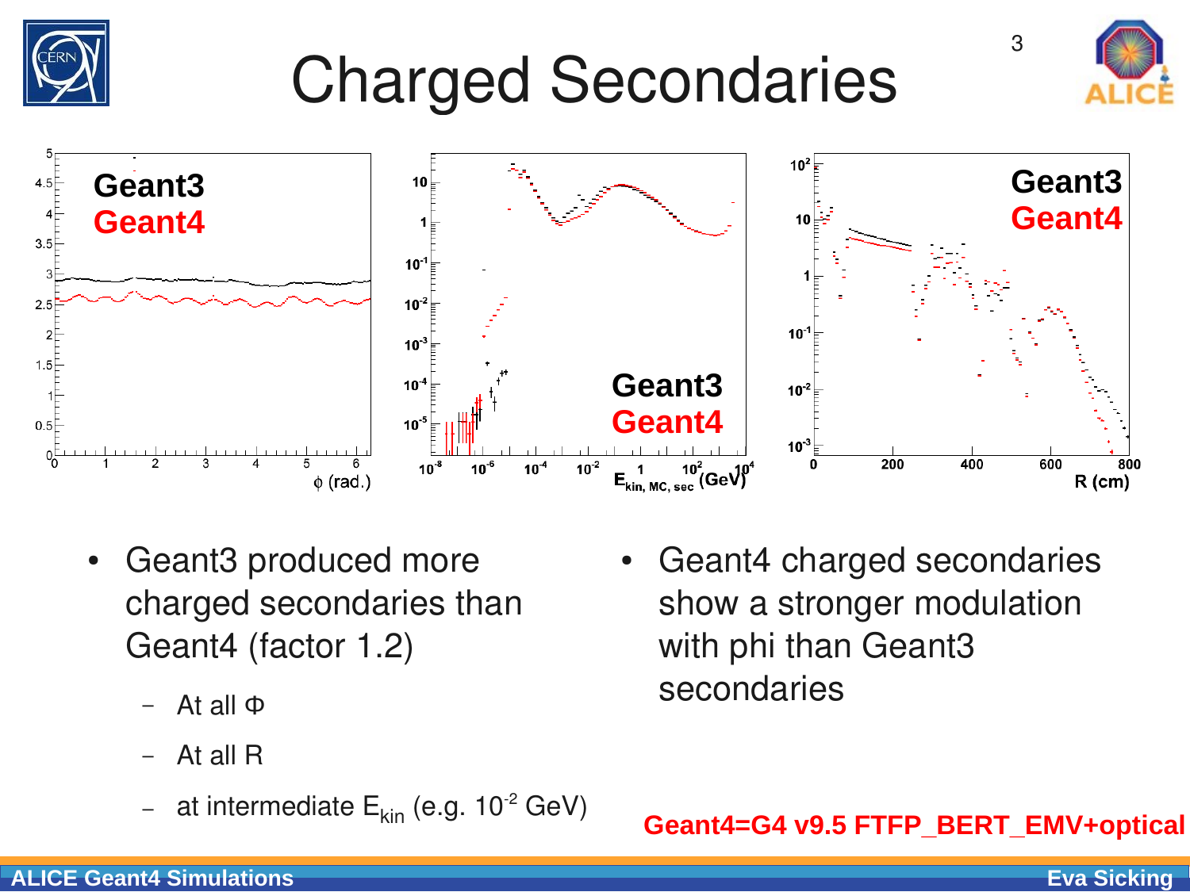# Charged Secondaries

- Geant3 produced more charged secondaries than Geant4 (factor 1.2)
  - At all Φ
  - At all R
  - at intermediate $E_{kin}$ (e.g. $10^{-2}$ GeV)

- Geant4 charged secondaries show a stronger modulation with phi than Geant3 secondaries

**Geant4=G4 v9.5 FTFP_BERT_EMV+optical**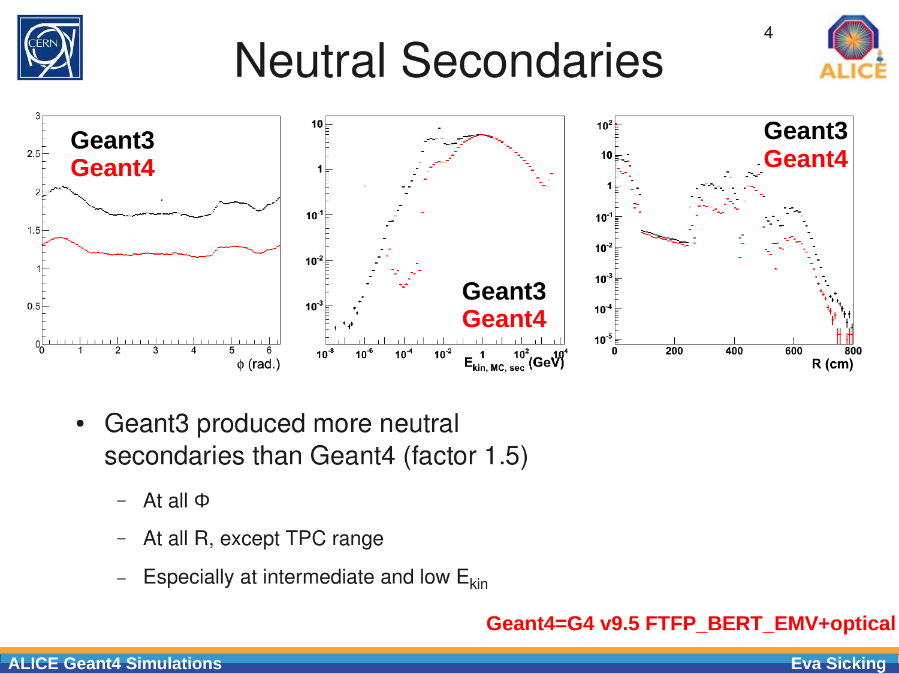# Neutral Secondaries

- Geant3 produced more neutral secondaries than Geant4 (factor 1.5)
  - At all Φ
  - At all R, except TPC range
  - Especially at intermediate and low $E_{kin}$

**Geant4=G4 v9.5 FTFP_BERT_EMV+optical**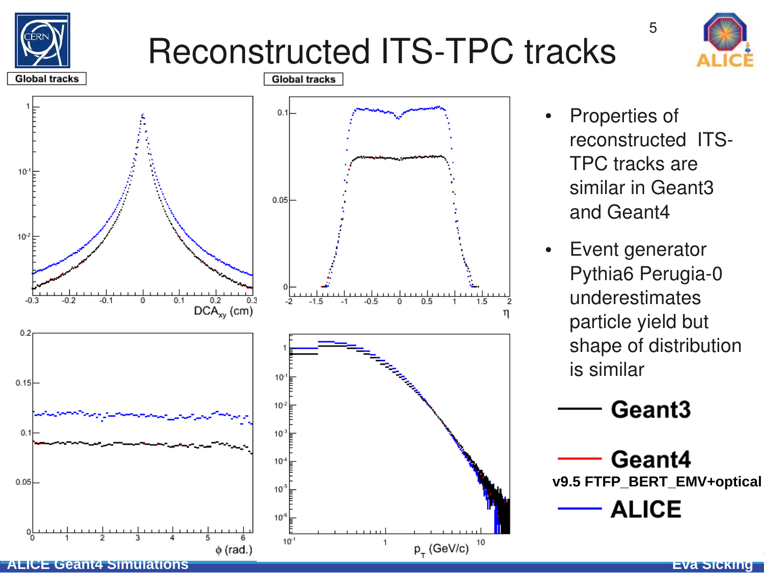# Reconstructed ITS-TPC tracks

- Properties of reconstructed ITS-TPC tracks are similar in Geant3 and Geant4
- Event generator Pythia6 Perugia-0 underestimates particle yield but shape of distribution is similar

**Geant3**

**Geant4**

**v9.5 FTFP_BERT_EMV+optical**

**ALICE**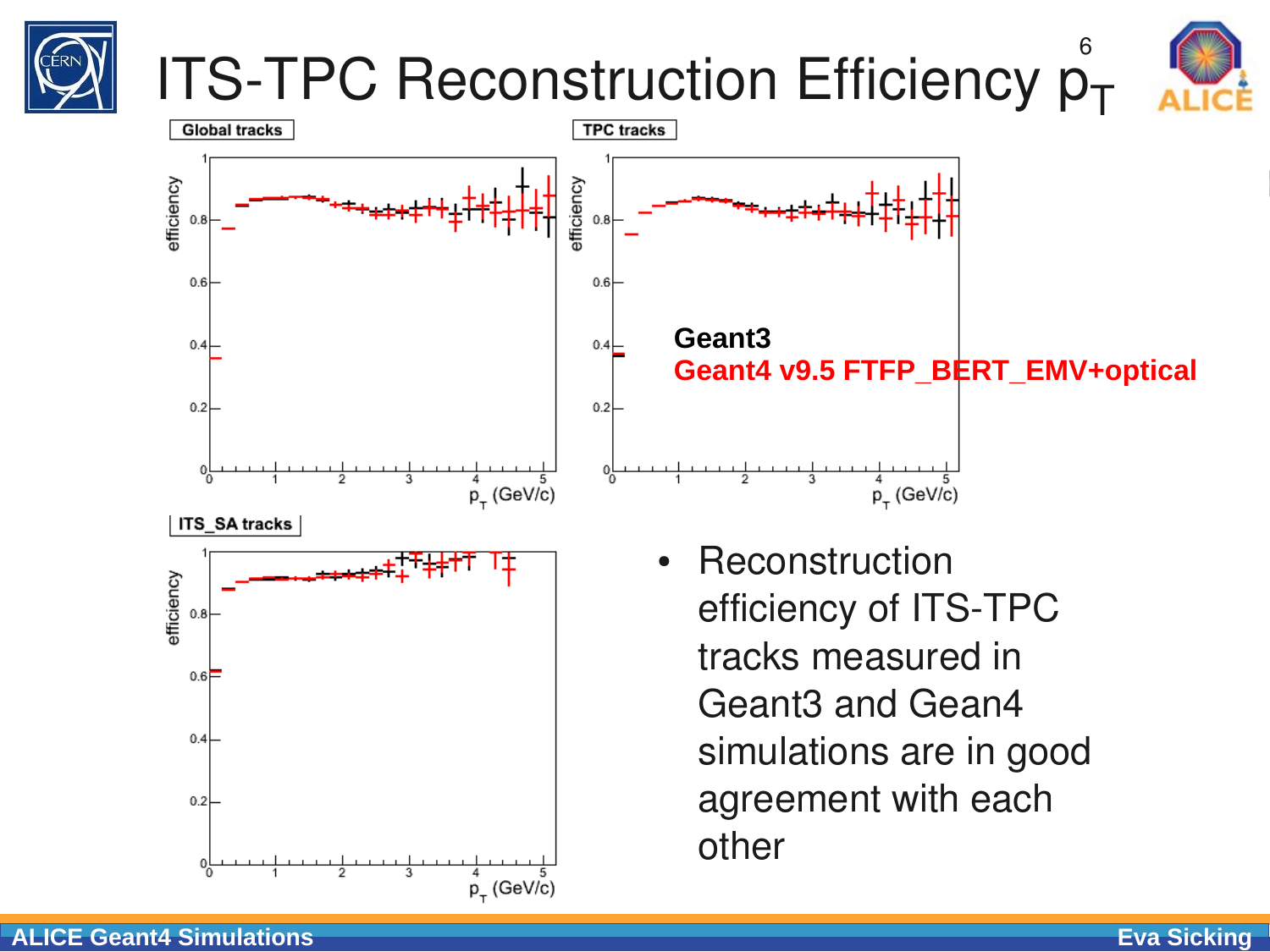# ITS-TPC Reconstruction Efficiency $p_T$

Global tracks

TPC tracks

ITS_SA tracks

Geant3

Geant4 v9.5 FTFP_BERT_EMV+optical

- Reconstruction efficiency of ITS-TPC tracks measured in Geant3 and Gean4 simulations are in good agreement with each other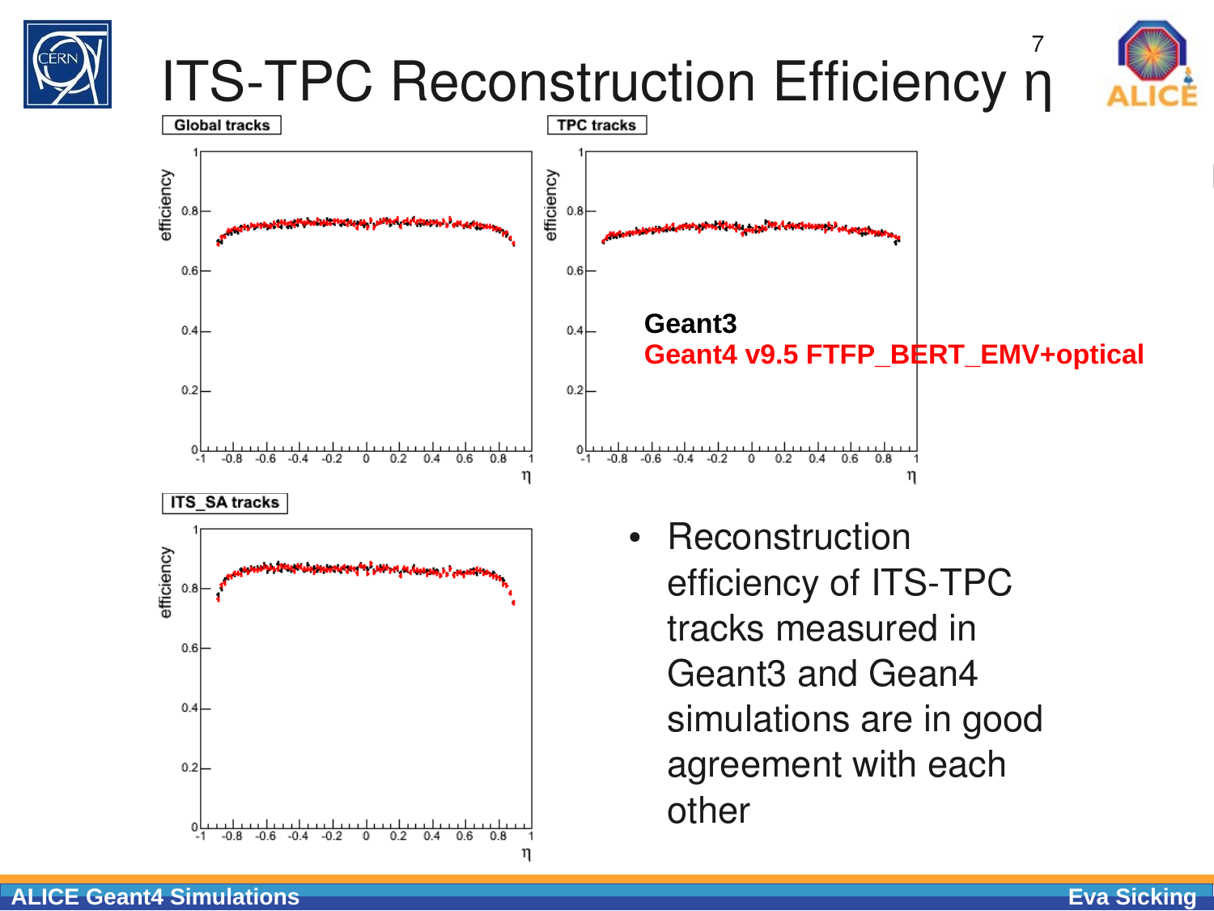# ITS-TPC Reconstruction Efficiency η

**Global tracks**

**TPC tracks**

**ITS_SA tracks**

**Geant3**

**Geant4 v9.5 FTFP_BERT_EMV+optical**

- Reconstruction efficiency of ITS-TPC tracks measured in Geant3 and Gean4 simulations are in good agreement with each other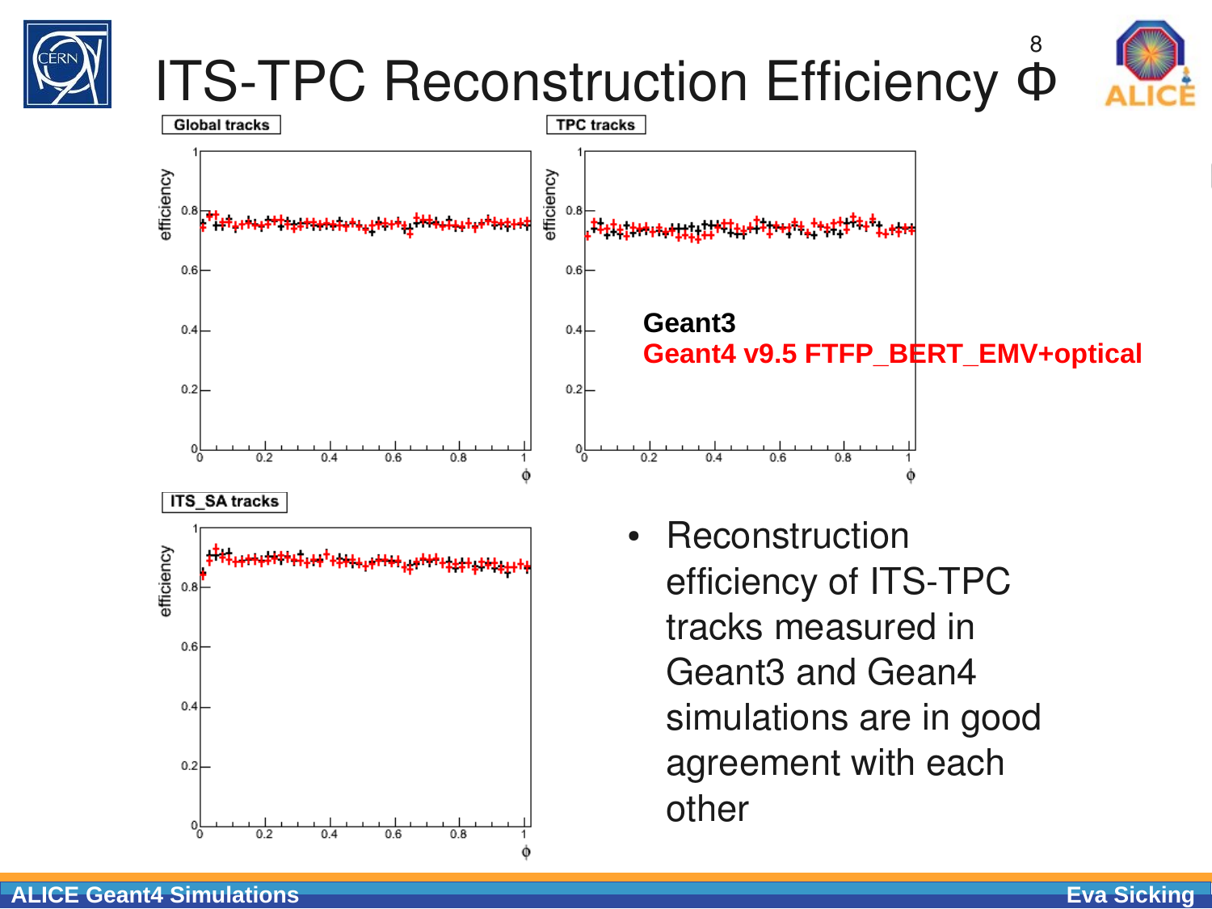# ITS-TPC Reconstruction Efficiency Φ

**Global tracks**

**TPC tracks**

**ITS_SA tracks**

**Geant3**

**Geant4 v9.5 FTFP_BERT_EMV+optical**

- Reconstruction efficiency of ITS-TPC tracks measured in Geant3 and Gean4 simulations are in good agreement with each other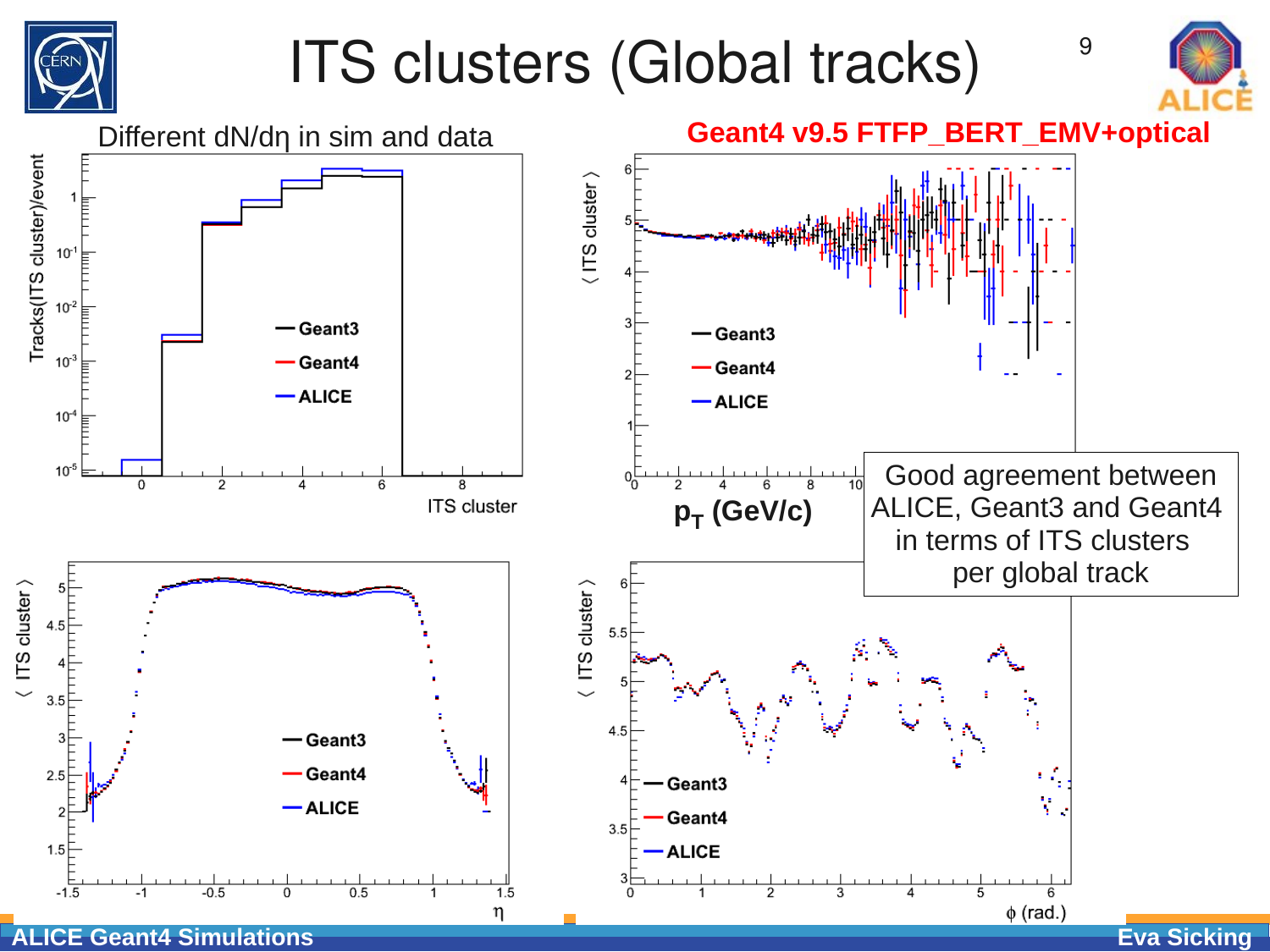# ITS clusters (Global tracks)

Different dN/dη in sim and data

**Geant4 v9.5 FTFP_BERT_EMV+optical**

Good agreement between ALICE, Geant3 and Geant4 in terms of ITS clusters per global track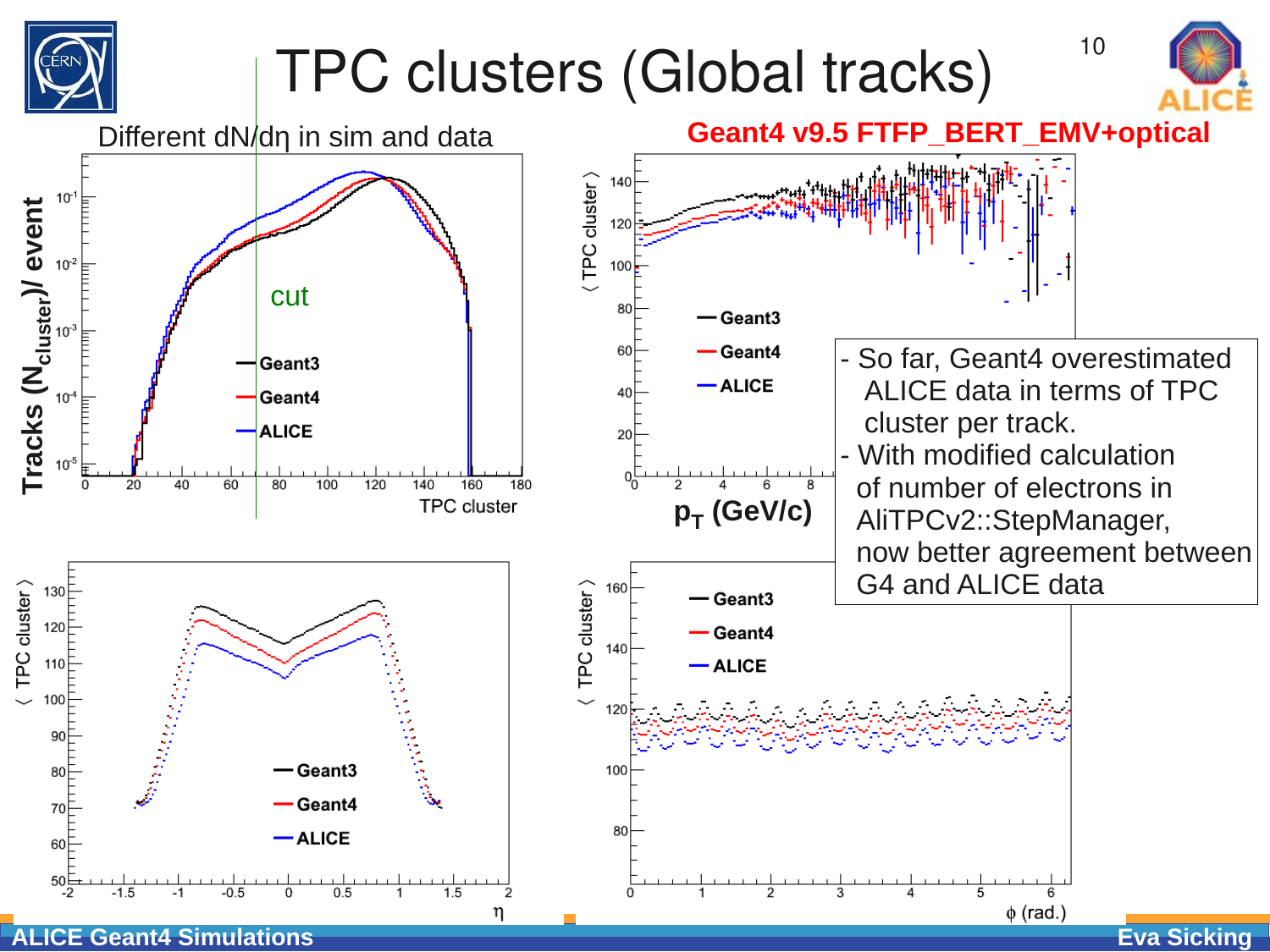# TPC clusters (Global tracks)

Different dN/dη in sim and data

**Geant4 v9.5 FTFP_BERT_EMV+optical**

- So far, Geant4 overestimated ALICE data in terms of TPC cluster per track.
- With modified calculation of number of electrons in AliTPCv2::StepManager, now better agreement between G4 and ALICE data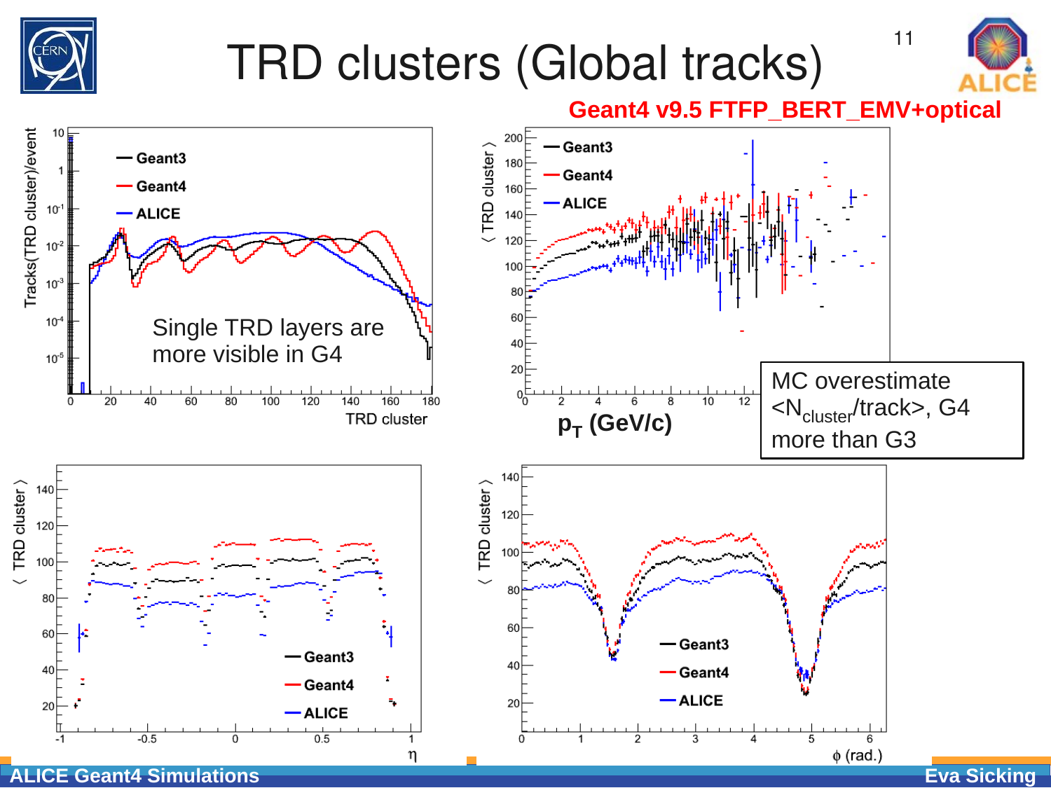# TRD clusters (Global tracks)

**Geant4 v9.5 FTFP_BERT_EMV+optical**

Single TRD layers are more visible in G4

MC overestimate $<N_{cluster}/track>$, G4 more than G3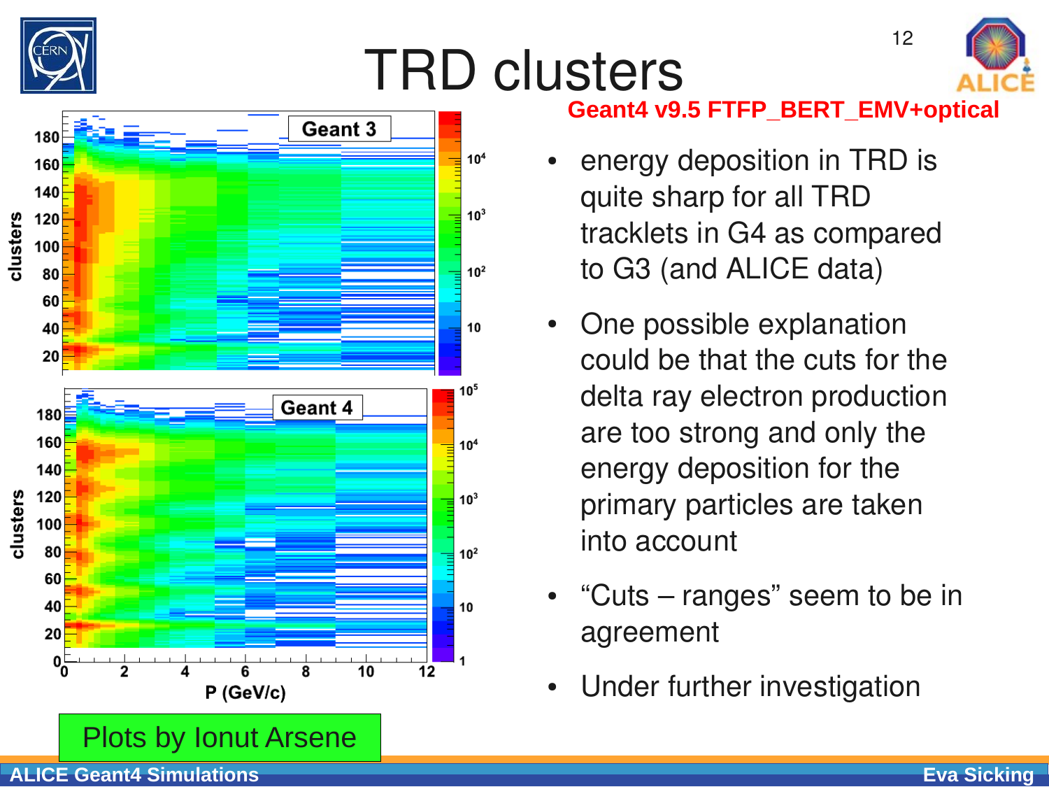# TRD clusters

**Geant4 v9.5 FTFP_BERT_EMV+optical**

- energy deposition in TRD is quite sharp for all TRD tracklets in G4 as compared to G3 (and ALICE data)
- One possible explanation could be that the cuts for the delta ray electron production are too strong and only the energy deposition for the primary particles are taken into account
- "Cuts – ranges" seem to be in agreement
- Under further investigation

Plots by Ionut Arsene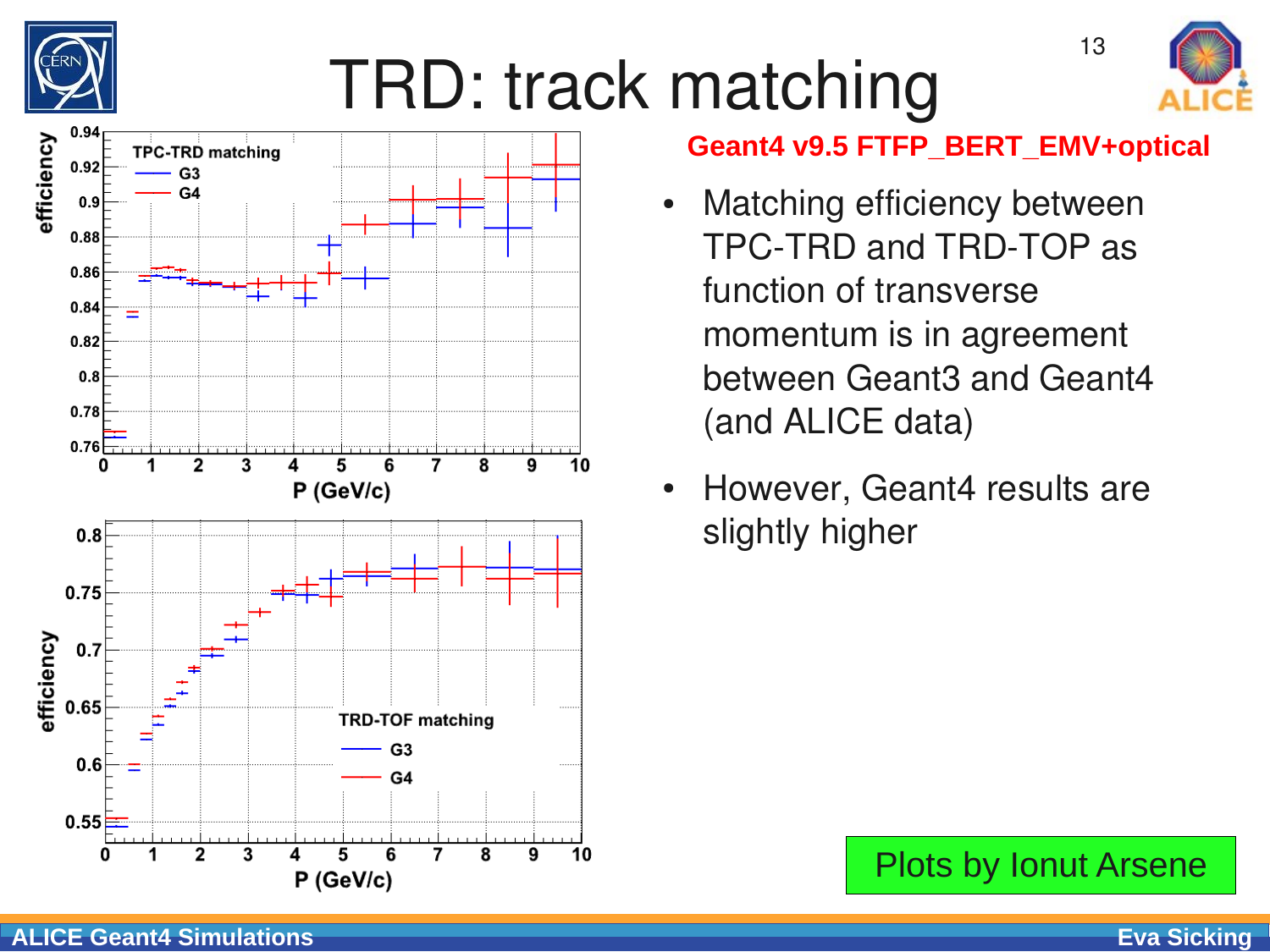# TRD: track matching

**Geant4 v9.5 FTFP_BERT_EMV+optical**

- Matching efficiency between TPC-TRD and TRD-TOP as function of transverse momentum is in agreement between Geant3 and Geant4 (and ALICE data)
- However, Geant4 results are slightly higher

Plots by Ionut Arsene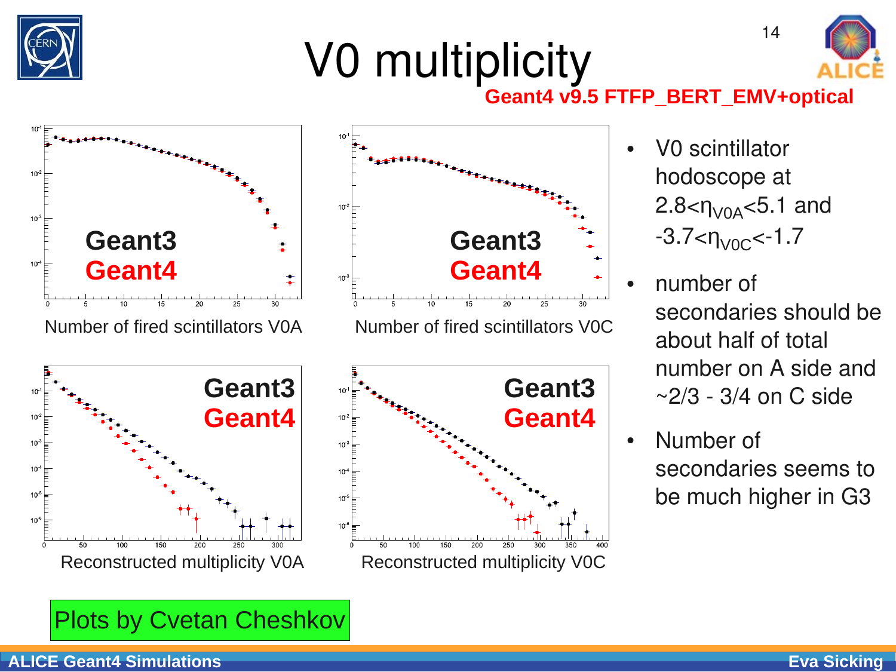# V0 multiplicity

**Geant4 v9.5 FTFP_BERT_EMV+optical**

Geant3
Geant4

Number of fired scintillators V0A

Geant3
Geant4

Number of fired scintillators V0C

Geant3
Geant4

Reconstructed multiplicity V0A

Geant3
Geant4

Reconstructed multiplicity V0C

- V0 scintillator hodoscope at $2.8<\eta_{V0A}<5.1$ and $-3.7<\eta_{V0C}<-1.7$
- number of secondaries should be about half of total number on A side and ~2/3 - 3/4 on C side
- Number of secondaries seems to be much higher in G3

Plots by Cvetan Cheshkov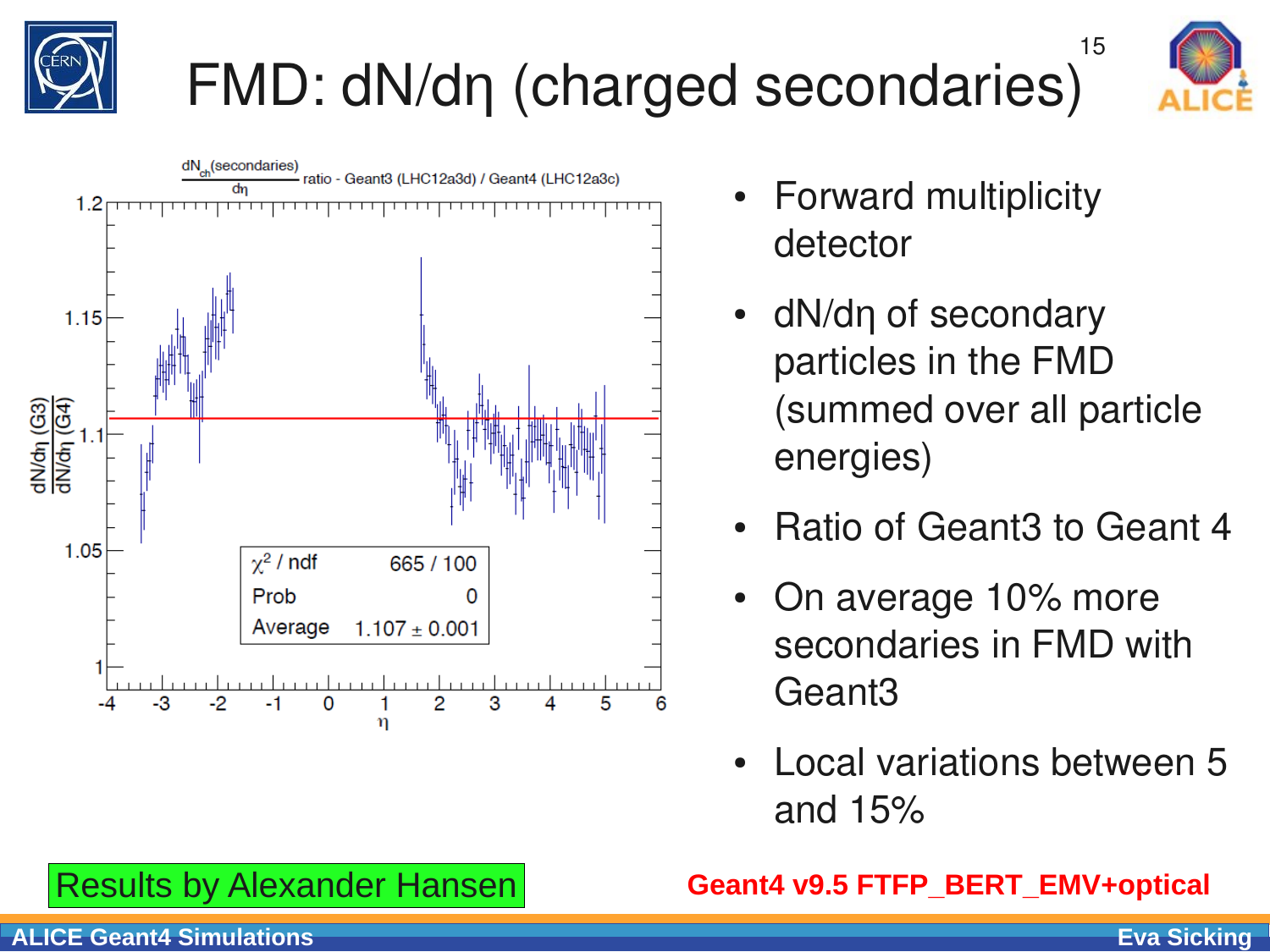# FMD: dN/dη (charged secondaries)

- Forward multiplicity detector
- dN/dη of secondary particles in the FMD (summed over all particle energies)
- Ratio of Geant3 to Geant 4
- On average 10% more secondaries in FMD with Geant3
- Local variations between 5 and 15%

Results by Alexander Hansen

**Geant4 v9.5 FTFP_BERT_EMV+optical**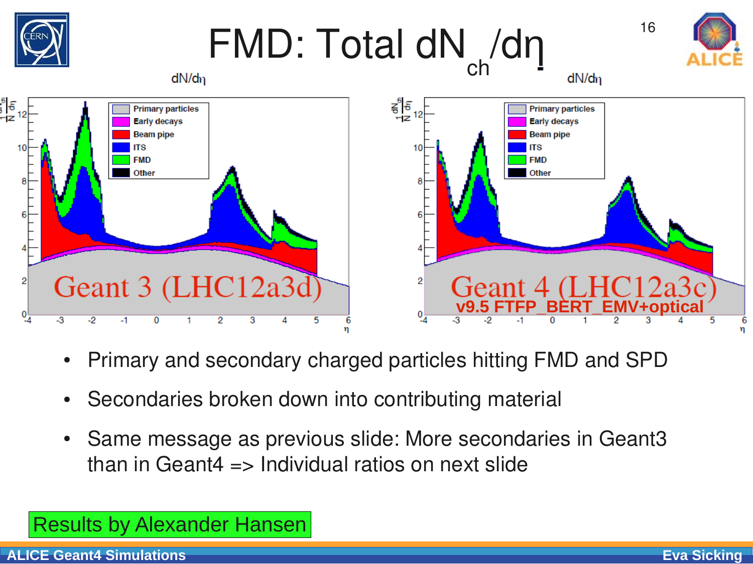# FMD: Total $dN_{ch}/d\eta$

- Primary and secondary charged particles hitting FMD and SPD
- Secondaries broken down into contributing material
- Same message as previous slide: More secondaries in Geant3 than in Geant4 => Individual ratios on next slide

Results by Alexander Hansen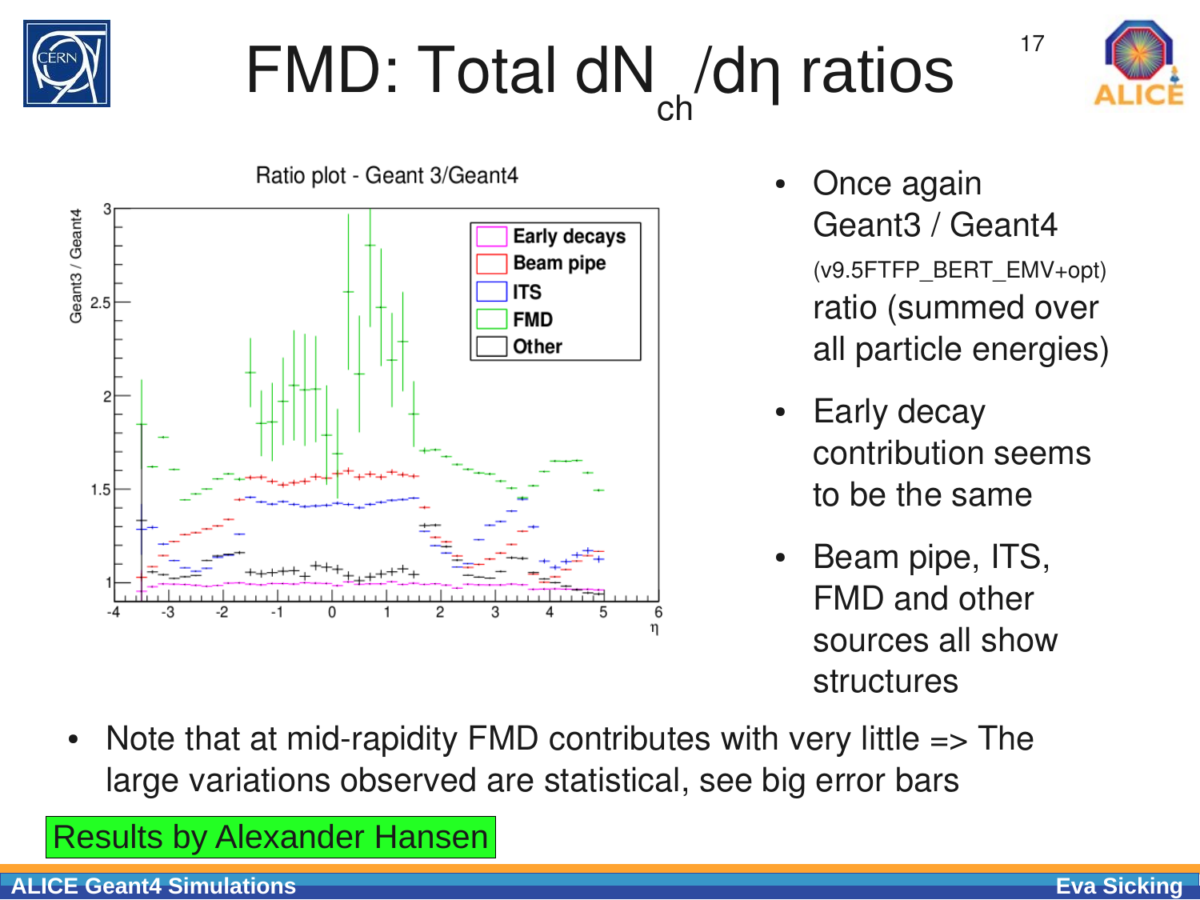# FMD: Total $dN_{ch}/d\eta$ ratios

- Once again Geant3 / Geant4 (v9.5FTFP_BERT_EMV+opt) ratio (summed over all particle energies)
- Early decay contribution seems to be the same
- Beam pipe, ITS, FMD and other sources all show structures

- Note that at mid-rapidity FMD contributes with very little => The large variations observed are statistical, see big error bars

Results by Alexander Hansen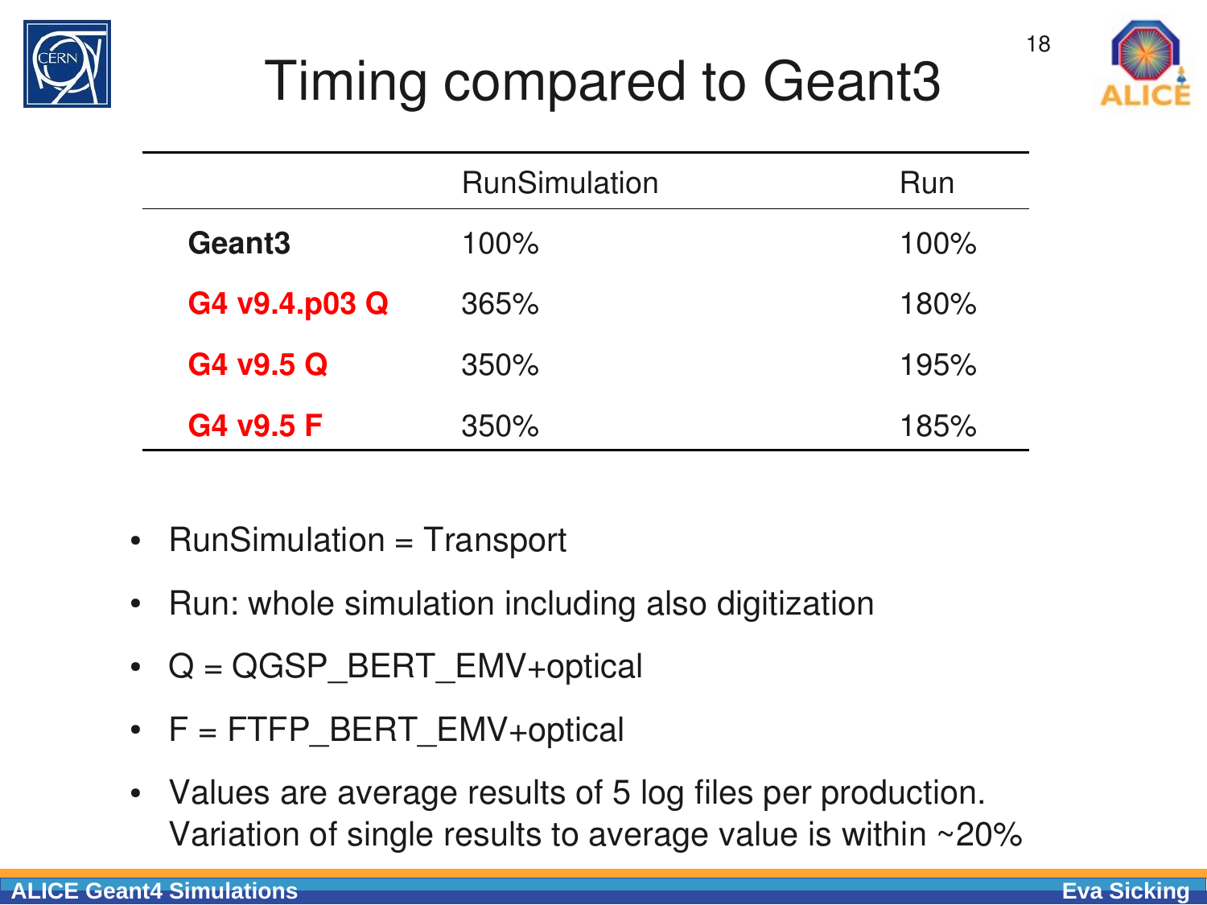# Timing compared to Geant3

| | RunSimulation | Run |
|---|---|---|
| **Geant3** | 100% | 100% |
| **G4 v9.4.p03 Q** | 365% | 180% |
| **G4 v9.5 Q** | 350% | 195% |
| **G4 v9.5 F** | 350% | 185% |

- RunSimulation = Transport
- Run: whole simulation including also digitization
- Q = QGSP_BERT_EMV+optical
- F = FTFP_BERT_EMV+optical
- Values are average results of 5 log files per production. Variation of single results to average value is within ~20%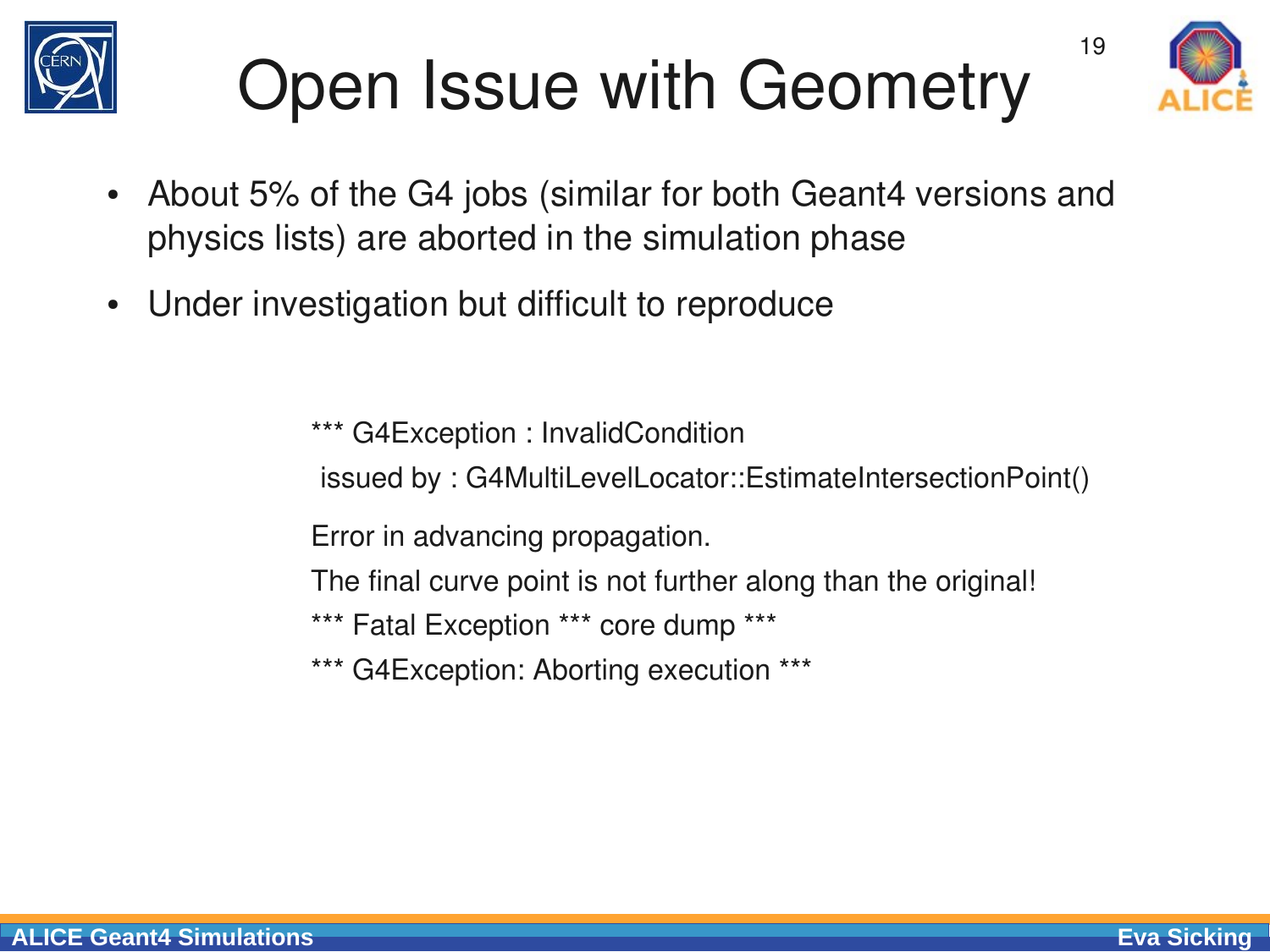# Open Issue with Geometry

- About 5% of the G4 jobs (similar for both Geant4 versions and physics lists) are aborted in the simulation phase
- Under investigation but difficult to reproduce

```
*** G4Exception : InvalidCondition
 issued by : G4MultiLevelLocator::EstimateIntersectionPoint()
Error in advancing propagation.
The final curve point is not further along than the original!
*** Fatal Exception *** core dump ***
*** G4Exception: Aborting execution ***
```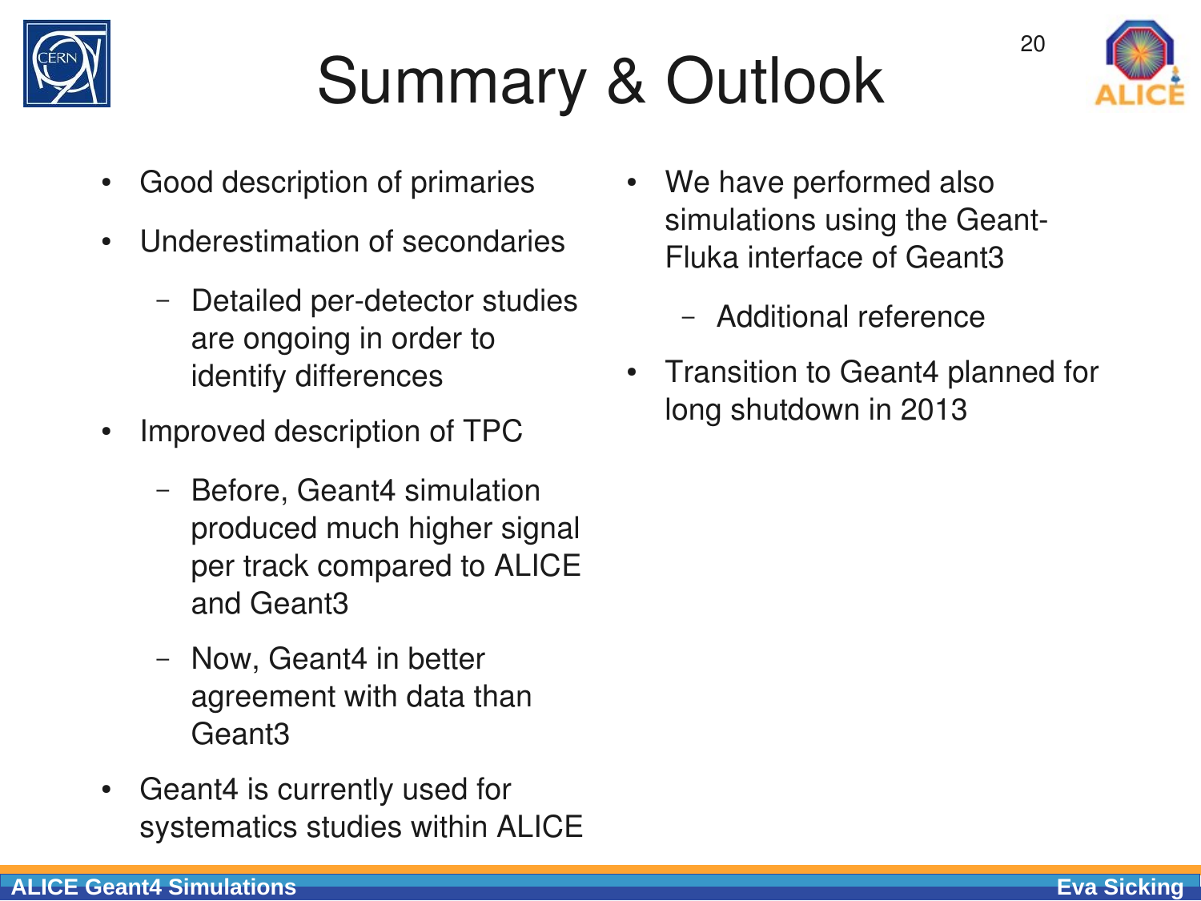# Summary & Outlook

- Good description of primaries
- Underestimation of secondaries
  - Detailed per-detector studies are ongoing in order to identify differences
- Improved description of TPC
  - Before, Geant4 simulation produced much higher signal per track compared to ALICE and Geant3
  - Now, Geant4 in better agreement with data than Geant3
- Geant4 is currently used for systematics studies within ALICE

- We have performed also simulations using the Geant-Fluka interface of Geant3
  - Additional reference
- Transition to Geant4 planned for long shutdown in 2013